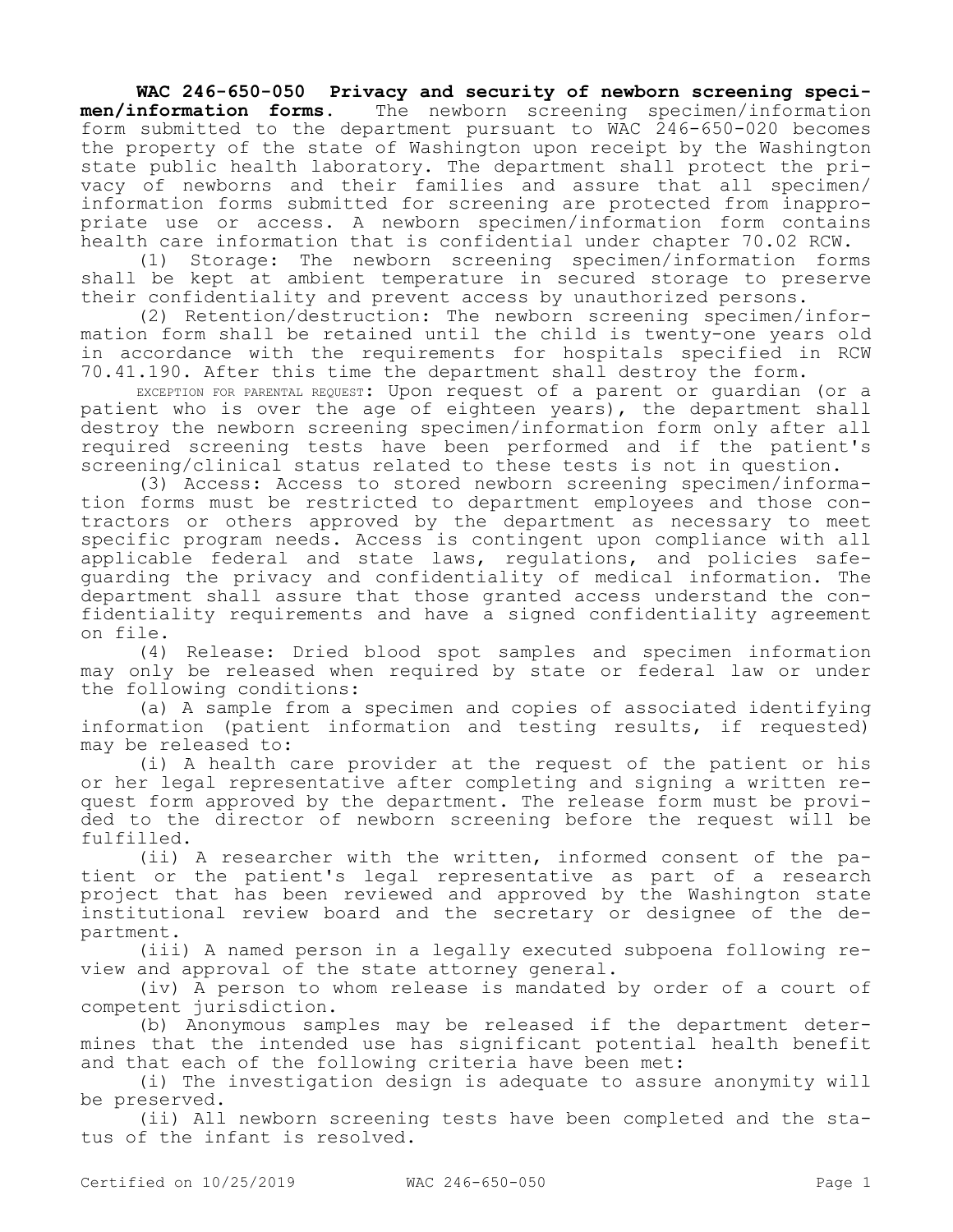**WAC 246-650-050 Privacy and security of newborn screening specimen/information forms.** The newborn screening specimen/information form submitted to the department pursuant to WAC 246-650-020 becomes the property of the state of Washington upon receipt by the Washington state public health laboratory. The department shall protect the privacy of newborns and their families and assure that all specimen/information forms submitted for screening are protected from inappropriate use or access. A newborn specimen/information form contains health care information that is confidential under chapter 70.02 RCW.

(1) Storage: The newborn screening specimen/information forms shall be kept at ambient temperature in secured storage to preserve their confidentiality and prevent access by unauthorized persons.

(2) Retention/destruction: The newborn screening specimen/information form shall be retained until the child is twenty-one years old in accordance with the requirements for hospitals specified in RCW 70.41.190. After this time the department shall destroy the form.

EXCEPTION FOR PARENTAL REQUEST: Upon request of a parent or guardian (or a patient who is over the age of eighteen years), the department shall destroy the newborn screening specimen/information form only after all required screening tests have been performed and if the patient's screening/clinical status related to these tests is not in question.

(3) Access: Access to stored newborn screening specimen/information forms must be restricted to department employees and those contractors or others approved by the department as necessary to meet specific program needs. Access is contingent upon compliance with all applicable federal and state laws, regulations, and policies safeguarding the privacy and confidentiality of medical information. The department shall assure that those granted access understand the confidentiality requirements and have a signed confidentiality agreement on file.

(4) Release: Dried blood spot samples and specimen information may only be released when required by state or federal law or under the following conditions:

(a) A sample from a specimen and copies of associated identifying information (patient information and testing results, if requested) may be released to:

(i) A health care provider at the request of the patient or his or her legal representative after completing and signing a written request form approved by the department. The release form must be provided to the director of newborn screening before the request will be fulfilled.

(ii) A researcher with the written, informed consent of the patient or the patient's legal representative as part of a research project that has been reviewed and approved by the Washington state institutional review board and the secretary or designee of the department.

(iii) A named person in a legally executed subpoena following review and approval of the state attorney general.

(iv) A person to whom release is mandated by order of a court of competent jurisdiction.

(b) Anonymous samples may be released if the department determines that the intended use has significant potential health benefit and that each of the following criteria have been met:

(i) The investigation design is adequate to assure anonymity will be preserved.

(ii) All newborn screening tests have been completed and the status of the infant is resolved.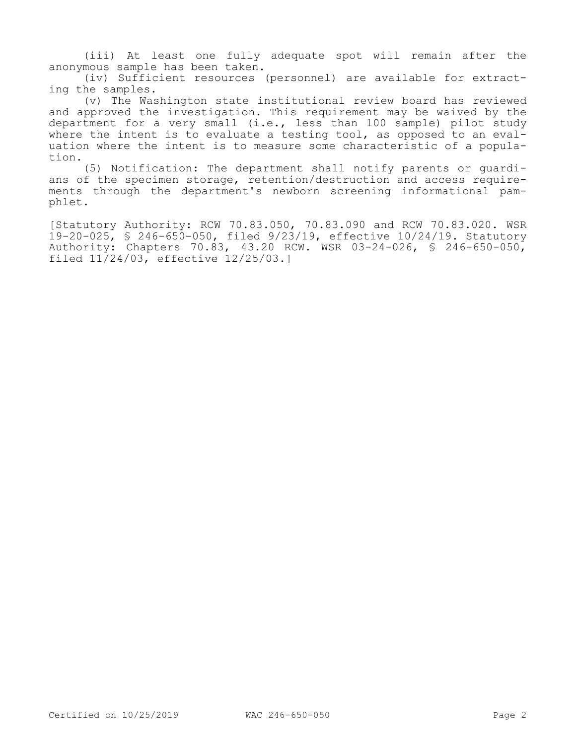(iii) At least one fully adequate spot will remain after the anonymous sample has been taken.

(iv) Sufficient resources (personnel) are available for extracting the samples.

(v) The Washington state institutional review board has reviewed and approved the investigation. This requirement may be waived by the department for a very small (i.e., less than 100 sample) pilot study where the intent is to evaluate a testing tool, as opposed to an evaluation where the intent is to measure some characteristic of a population.

(5) Notification: The department shall notify parents or guardians of the specimen storage, retention/destruction and access requirements through the department's newborn screening informational pamphlet.

[Statutory Authority: RCW 70.83.050, 70.83.090 and RCW 70.83.020. WSR 19-20-025, § 246-650-050, filed 9/23/19, effective 10/24/19. Statutory Authority: Chapters 70.83, 43.20 RCW. WSR 03-24-026, § 246-650-050, filed 11/24/03, effective 12/25/03.]